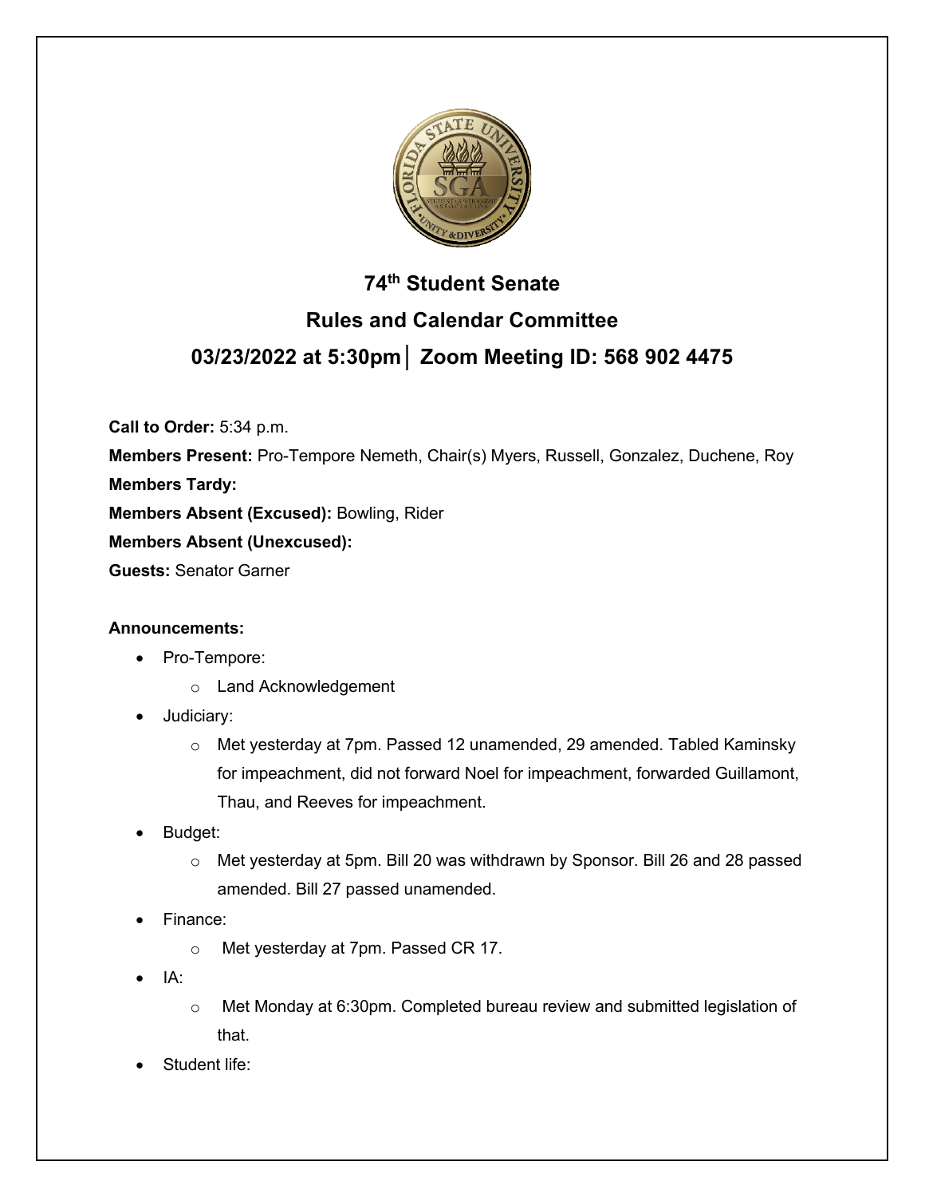# 74th Student Senate

## Rules and Calendar Committee

## 03/23/2022 at 5:30pm│ Zoom Meeting ID: 568 902 4475

**Call to Order:** 5:34 p.m.

**Members Present:** Pro-Tempore Nemeth, Chair(s) Myers, Russell, Gonzalez, Duchene, Roy

**Members Tardy:**

**Members Absent (Excused):** Bowling, Rider

**Members Absent (Unexcused):**

**Guests:** Senator Garner

**Announcements:**

- Pro-Tempore:
  - Land Acknowledgement
- Judiciary:
  - Met yesterday at 7pm. Passed 12 unamended, 29 amended. Tabled Kaminsky for impeachment, did not forward Noel for impeachment, forwarded Guillamont, Thau, and Reeves for impeachment.
- Budget:
  - Met yesterday at 5pm. Bill 20 was withdrawn by Sponsor. Bill 26 and 28 passed amended. Bill 27 passed unamended.
- Finance:
  - Met yesterday at 7pm. Passed CR 17.
- IA:
  - Met Monday at 6:30pm. Completed bureau review and submitted legislation of that.
- Student life: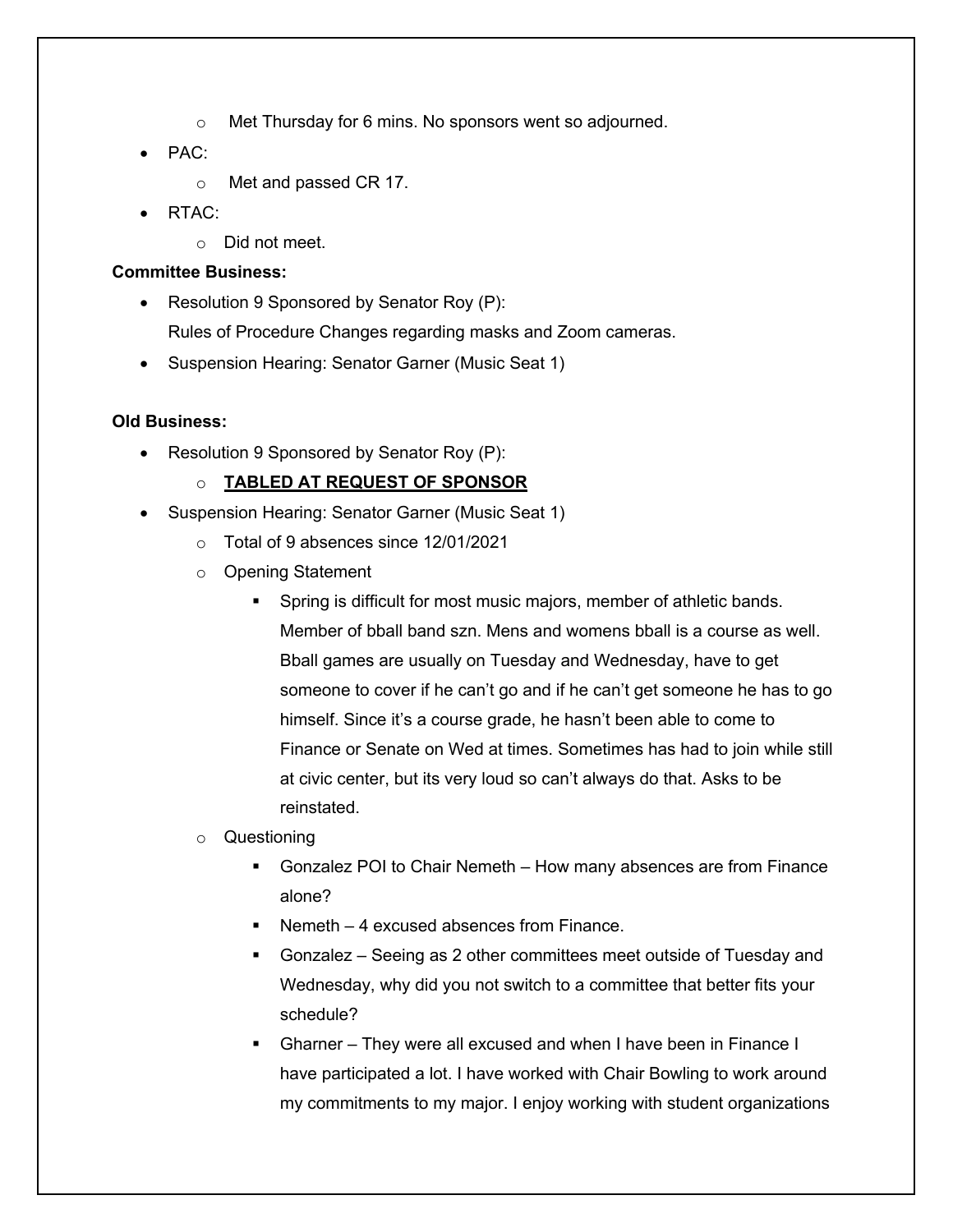- Met Thursday for 6 mins. No sponsors went so adjourned.
- PAC:
  - Met and passed CR 17.
- RTAC:
  - Did not meet.

**Committee Business:**

- Resolution 9 Sponsored by Senator Roy (P):
  Rules of Procedure Changes regarding masks and Zoom cameras.
- Suspension Hearing: Senator Garner (Music Seat 1)

**Old Business:**

- Resolution 9 Sponsored by Senator Roy (P):
  - **<u>TABLED AT REQUEST OF SPONSOR</u>**
- Suspension Hearing: Senator Garner (Music Seat 1)
  - Total of 9 absences since 12/01/2021
  - Opening Statement
    - Spring is difficult for most music majors, member of athletic bands. Member of bball band szn. Mens and womens bball is a course as well. Bball games are usually on Tuesday and Wednesday, have to get someone to cover if he can't go and if he can't get someone he has to go himself. Since it's a course grade, he hasn't been able to come to Finance or Senate on Wed at times. Sometimes has had to join while still at civic center, but its very loud so can't always do that. Asks to be reinstated.
  - Questioning
    - Gonzalez POI to Chair Nemeth – How many absences are from Finance alone?
    - Nemeth – 4 excused absences from Finance.
    - Gonzalez – Seeing as 2 other committees meet outside of Tuesday and Wednesday, why did you not switch to a committee that better fits your schedule?
    - Gharner – They were all excused and when I have been in Finance I have participated a lot. I have worked with Chair Bowling to work around my commitments to my major. I enjoy working with student organizations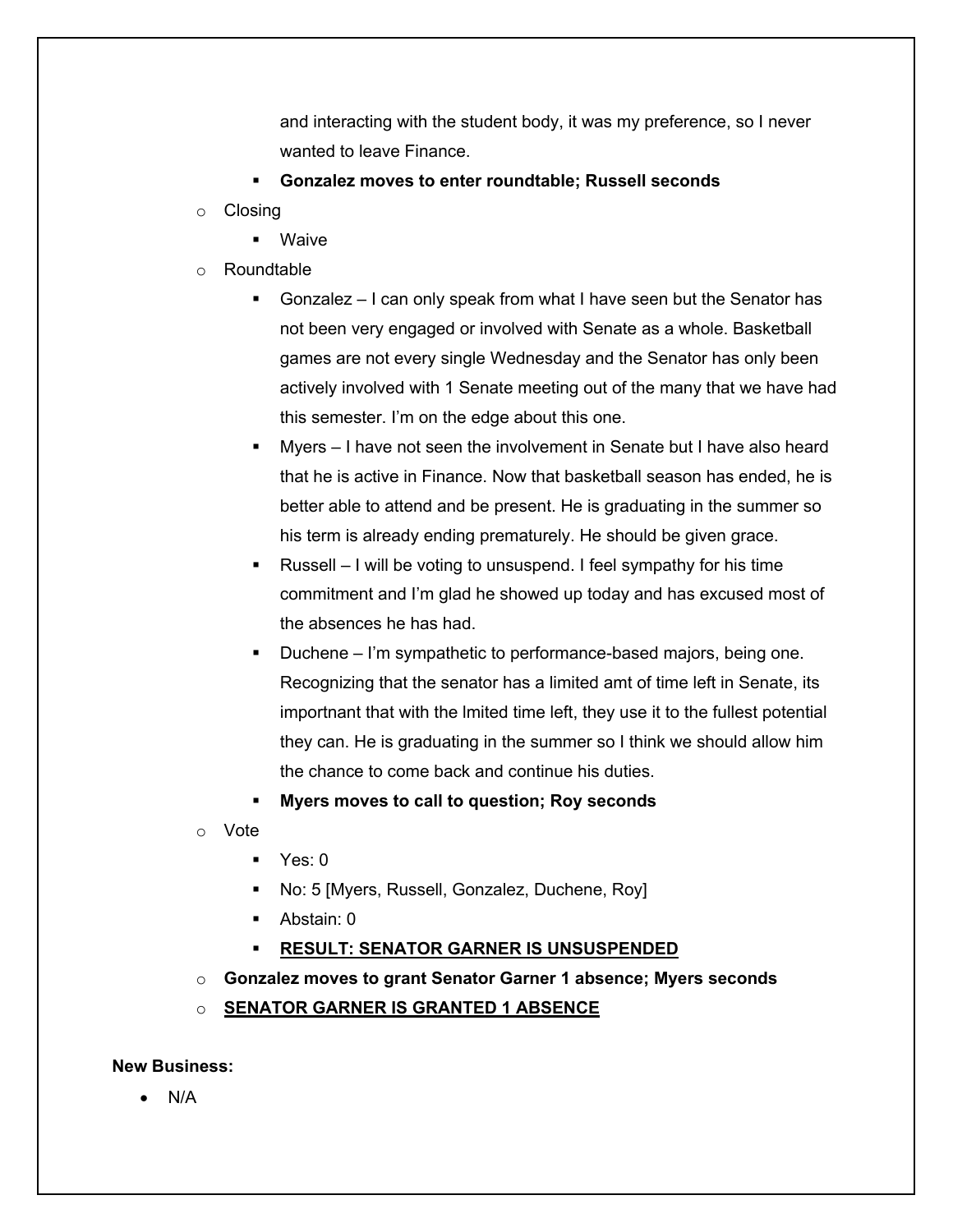and interacting with the student body, it was my preference, so I never wanted to leave Finance.

        - **Gonzalez moves to enter roundtable; Russell seconds**
    - Closing
        - Waive
    - Roundtable
        - Gonzalez – I can only speak from what I have seen but the Senator has not been very engaged or involved with Senate as a whole. Basketball games are not every single Wednesday and the Senator has only been actively involved with 1 Senate meeting out of the many that we have had this semester. I'm on the edge about this one.
        - Myers – I have not seen the involvement in Senate but I have also heard that he is active in Finance. Now that basketball season has ended, he is better able to attend and be present. He is graduating in the summer so his term is already ending prematurely. He should be given grace.
        - Russell – I will be voting to unsuspend. I feel sympathy for his time commitment and I'm glad he showed up today and has excused most of the absences he has had.
        - Duchene – I'm sympathetic to performance-based majors, being one. Recognizing that the senator has a limited amt of time left in Senate, its importnant that with the lmited time left, they use it to the fullest potential they can. He is graduating in the summer so I think we should allow him the chance to come back and continue his duties.
        - **Myers moves to call to question; Roy seconds**
    - Vote
        - Yes: 0
        - No: 5 [Myers, Russell, Gonzalez, Duchene, Roy]
        - Abstain: 0
        - **<u>RESULT: SENATOR GARNER IS UNSUSPENDED</u>**
    - **Gonzalez moves to grant Senator Garner 1 absence; Myers seconds**
    - **<u>SENATOR GARNER IS GRANTED 1 ABSENCE</u>**

**New Business:**

- N/A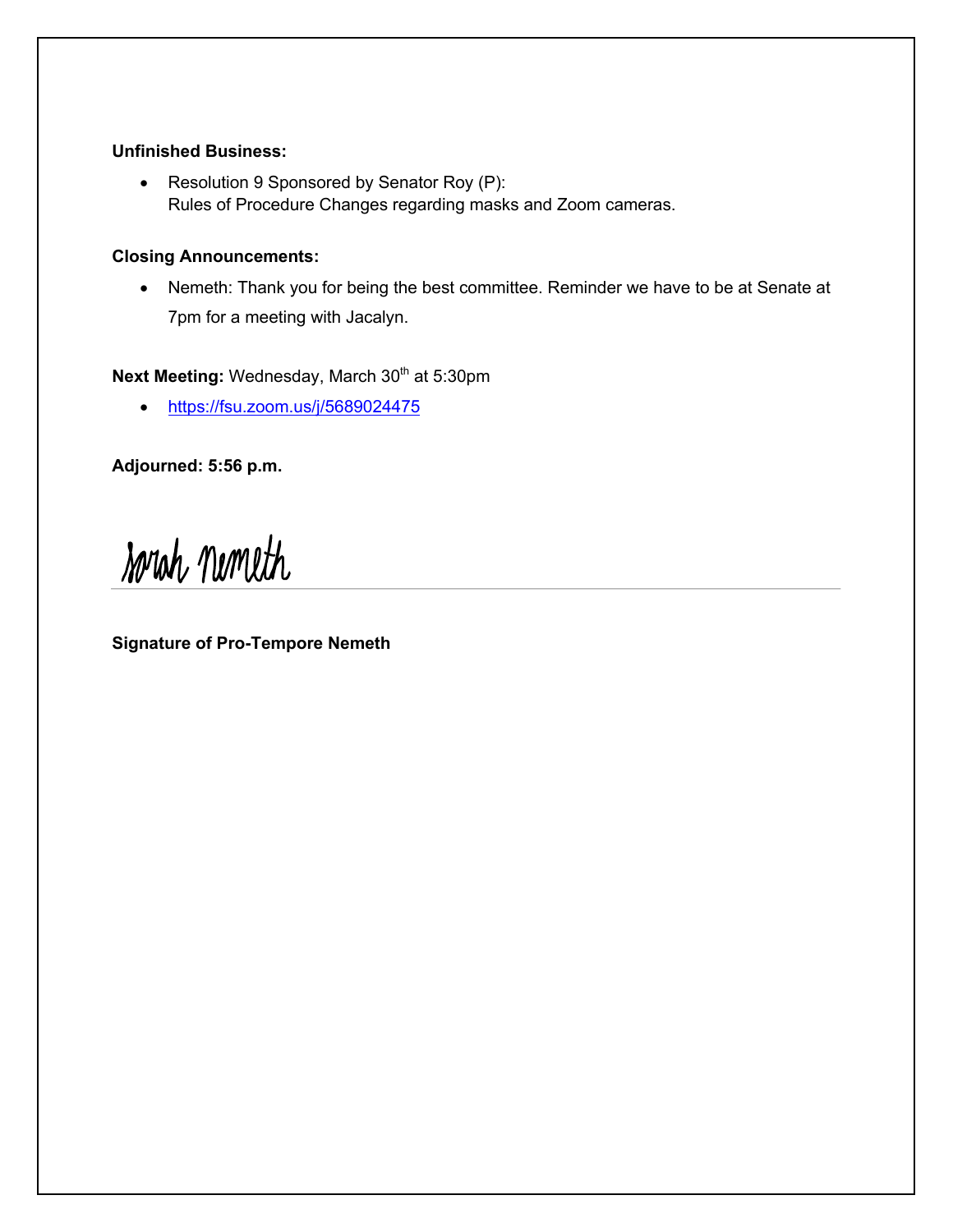**Unfinished Business:**

- Resolution 9 Sponsored by Senator Roy (P):
  Rules of Procedure Changes regarding masks and Zoom cameras.

**Closing Announcements:**

- Nemeth: Thank you for being the best committee. Reminder we have to be at Senate at 7pm for a meeting with Jacalyn.

**Next Meeting:** Wednesday, March 30th at 5:30pm

- https://fsu.zoom.us/j/5689024475

**Adjourned: 5:56 p.m.**

Sarah Nemeth

---

**Signature of Pro-Tempore Nemeth**